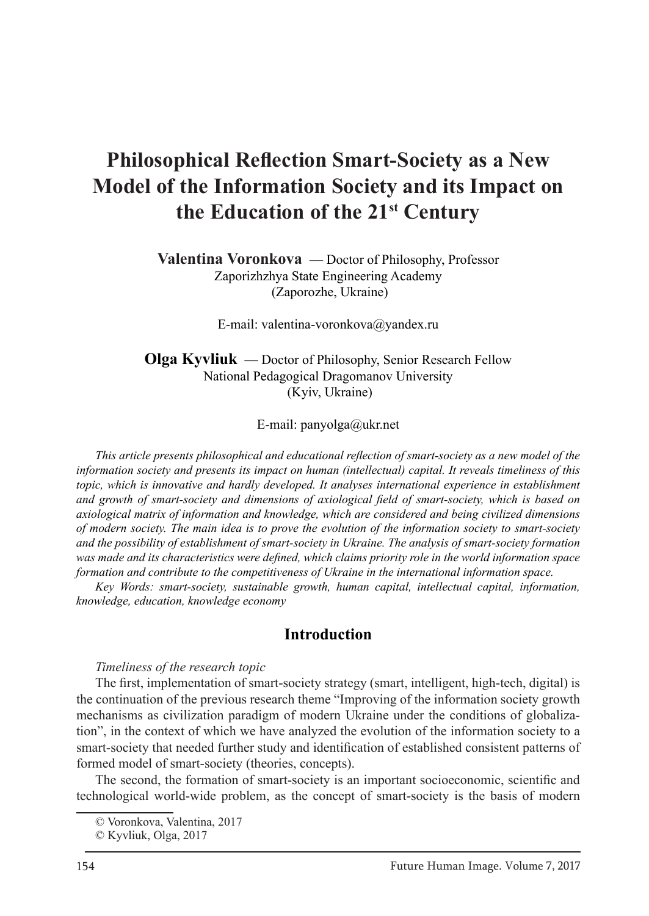# Philosophical Reflection Smart-Society as a New Model of the Information Society and its Impact on the Education of the 21st Century

**Valentina Voronkova** — Doctor of Philosophy, Professor
Zaporizhzhya State Engineering Academy
(Zaporozhe, Ukraine)

E-mail: valentina-voronkova@yandex.ru

**Olga Kyvliuk** — Doctor of Philosophy, Senior Research Fellow
National Pedagogical Dragomanov University
(Kyiv, Ukraine)

E-mail: panyolga@ukr.net

*This article presents philosophical and educational reflection of smart-society as a new model of the information society and presents its impact on human (intellectual) capital. It reveals timeliness of this topic, which is innovative and hardly developed. It analyses international experience in establishment and growth of smart-society and dimensions of axiological field of smart-society, which is based on axiological matrix of information and knowledge, which are considered and being civilized dimensions of modern society. The main idea is to prove the evolution of the information society to smart-society and the possibility of establishment of smart-society in Ukraine. The analysis of smart-society formation was made and its characteristics were defined, which claims priority role in the world information space formation and contribute to the competitiveness of Ukraine in the international information space.*

*Key Words: smart-society, sustainable growth, human capital, intellectual capital, information, knowledge, education, knowledge economy*

## Introduction

*Timeliness of the research topic*

The first, implementation of smart-society strategy (smart, intelligent, high-tech, digital) is the continuation of the previous research theme "Improving of the information society growth mechanisms as civilization paradigm of modern Ukraine under the conditions of globalization", in the context of which we have analyzed the evolution of the information society to a smart-society that needed further study and identification of established consistent patterns of formed model of smart-society (theories, concepts).

The second, the formation of smart-society is an important socioeconomic, scientific and technological world-wide problem, as the concept of smart-society is the basis of modern

---

© Voronkova, Valentina, 2017
© Kyvliuk, Olga, 2017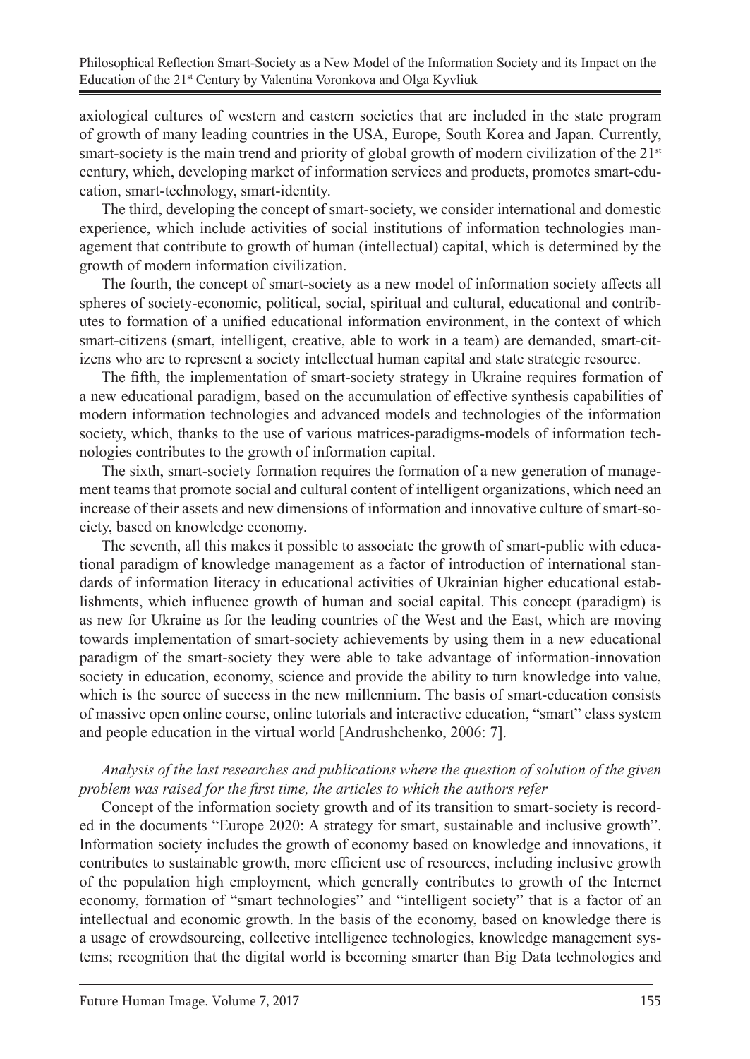axiological cultures of western and eastern societies that are included in the state program of growth of many leading countries in the USA, Europe, South Korea and Japan. Currently, smart-society is the main trend and priority of global growth of modern civilization of the 21st century, which, developing market of information services and products, promotes smart-education, smart-technology, smart-identity.

The third, developing the concept of smart-society, we consider international and domestic experience, which include activities of social institutions of information technologies management that contribute to growth of human (intellectual) capital, which is determined by the growth of modern information civilization.

The fourth, the concept of smart-society as a new model of information society affects all spheres of society-economic, political, social, spiritual and cultural, educational and contributes to formation of a unified educational information environment, in the context of which smart-citizens (smart, intelligent, creative, able to work in a team) are demanded, smart-citizens who are to represent a society intellectual human capital and state strategic resource.

The fifth, the implementation of smart-society strategy in Ukraine requires formation of a new educational paradigm, based on the accumulation of effective synthesis capabilities of modern information technologies and advanced models and technologies of the information society, which, thanks to the use of various matrices-paradigms-models of information technologies contributes to the growth of information capital.

The sixth, smart-society formation requires the formation of a new generation of management teams that promote social and cultural content of intelligent organizations, which need an increase of their assets and new dimensions of information and innovative culture of smart-society, based on knowledge economy.

The seventh, all this makes it possible to associate the growth of smart-public with educational paradigm of knowledge management as a factor of introduction of international standards of information literacy in educational activities of Ukrainian higher educational establishments, which influence growth of human and social capital. This concept (paradigm) is as new for Ukraine as for the leading countries of the West and the East, which are moving towards implementation of smart-society achievements by using them in a new educational paradigm of the smart-society they were able to take advantage of information-innovation society in education, economy, science and provide the ability to turn knowledge into value, which is the source of success in the new millennium. The basis of smart-education consists of massive open online course, online tutorials and interactive education, "smart" class system and people education in the virtual world [Andrushchenko, 2006: 7].

*Analysis of the last researches and publications where the question of solution of the given problem was raised for the first time, the articles to which the authors refer*

Concept of the information society growth and of its transition to smart-society is recorded in the documents "Europe 2020: A strategy for smart, sustainable and inclusive growth". Information society includes the growth of economy based on knowledge and innovations, it contributes to sustainable growth, more efficient use of resources, including inclusive growth of the population high employment, which generally contributes to growth of the Internet economy, formation of "smart technologies" and "intelligent society" that is a factor of an intellectual and economic growth. In the basis of the economy, based on knowledge there is a usage of crowdsourcing, collective intelligence technologies, knowledge management systems; recognition that the digital world is becoming smarter than Big Data technologies and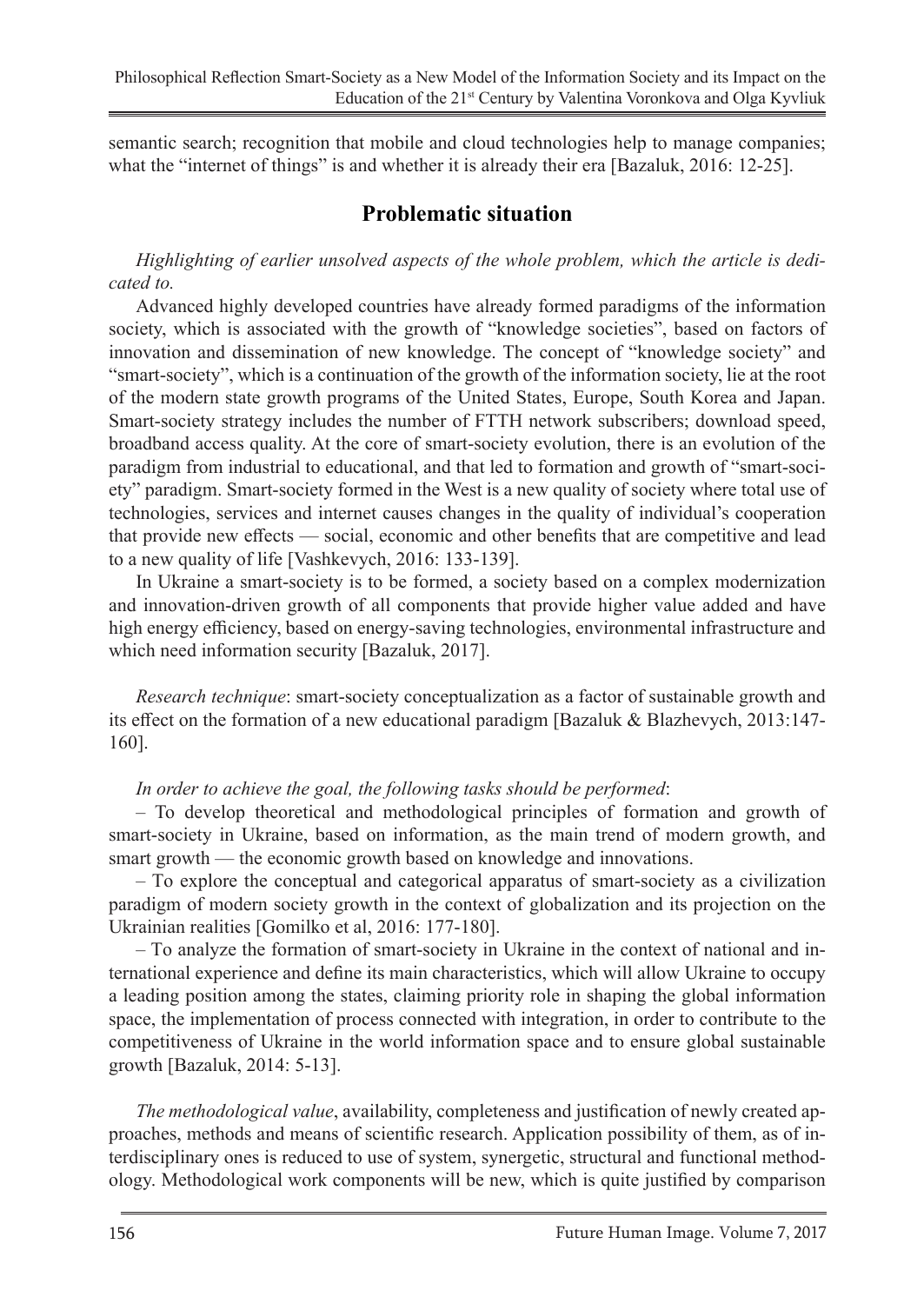semantic search; recognition that mobile and cloud technologies help to manage companies; what the "internet of things" is and whether it is already their era [Bazaluk, 2016: 12-25].

## Problematic situation

*Highlighting of earlier unsolved aspects of the whole problem, which the article is dedicated to.*

Advanced highly developed countries have already formed paradigms of the information society, which is associated with the growth of "knowledge societies", based on factors of innovation and dissemination of new knowledge. The concept of "knowledge society" and "smart-society", which is a continuation of the growth of the information society, lie at the root of the modern state growth programs of the United States, Europe, South Korea and Japan. Smart-society strategy includes the number of FTTH network subscribers; download speed, broadband access quality. At the core of smart-society evolution, there is an evolution of the paradigm from industrial to educational, and that led to formation and growth of "smart-society" paradigm. Smart-society formed in the West is a new quality of society where total use of technologies, services and internet causes changes in the quality of individual's cooperation that provide new effects — social, economic and other benefits that are competitive and lead to a new quality of life [Vashkevych, 2016: 133-139].

In Ukraine a smart-society is to be formed, a society based on a complex modernization and innovation-driven growth of all components that provide higher value added and have high energy efficiency, based on energy-saving technologies, environmental infrastructure and which need information security [Bazaluk, 2017].

*Research technique*: smart-society conceptualization as a factor of sustainable growth and its effect on the formation of a new educational paradigm [Bazaluk & Blazhevych, 2013:147-160].

*In order to achieve the goal, the following tasks should be performed*:

– To develop theoretical and methodological principles of formation and growth of smart-society in Ukraine, based on information, as the main trend of modern growth, and smart growth — the economic growth based on knowledge and innovations.

– To explore the conceptual and categorical apparatus of smart-society as a civilization paradigm of modern society growth in the context of globalization and its projection on the Ukrainian realities [Gomilko et al, 2016: 177-180].

– To analyze the formation of smart-society in Ukraine in the context of national and international experience and define its main characteristics, which will allow Ukraine to occupy a leading position among the states, claiming priority role in shaping the global information space, the implementation of process connected with integration, in order to contribute to the competitiveness of Ukraine in the world information space and to ensure global sustainable growth [Bazaluk, 2014: 5-13].

*The methodological value*, availability, completeness and justification of newly created approaches, methods and means of scientific research. Application possibility of them, as of interdisciplinary ones is reduced to use of system, synergetic, structural and functional methodology. Methodological work components will be new, which is quite justified by comparison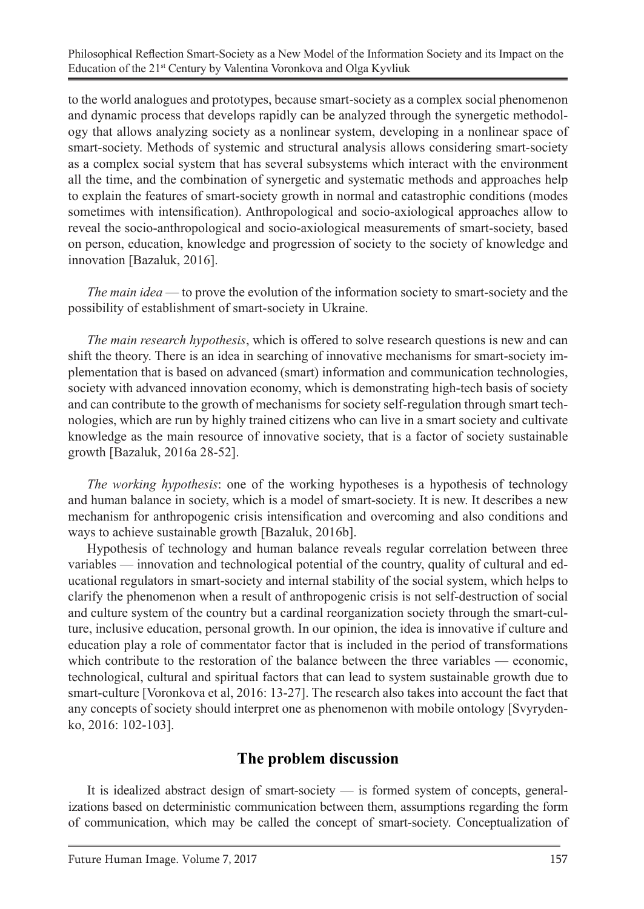to the world analogues and prototypes, because smart-society as a complex social phenomenon and dynamic process that develops rapidly can be analyzed through the synergetic methodology that allows analyzing society as a nonlinear system, developing in a nonlinear space of smart-society. Methods of systemic and structural analysis allows considering smart-society as a complex social system that has several subsystems which interact with the environment all the time, and the combination of synergetic and systematic methods and approaches help to explain the features of smart-society growth in normal and catastrophic conditions (modes sometimes with intensification). Anthropological and socio-axiological approaches allow to reveal the socio-anthropological and socio-axiological measurements of smart-society, based on person, education, knowledge and progression of society to the society of knowledge and innovation [Bazaluk, 2016].

*The main idea* — to prove the evolution of the information society to smart-society and the possibility of establishment of smart-society in Ukraine.

*The main research hypothesis*, which is offered to solve research questions is new and can shift the theory. There is an idea in searching of innovative mechanisms for smart-society implementation that is based on advanced (smart) information and communication technologies, society with advanced innovation economy, which is demonstrating high-tech basis of society and can contribute to the growth of mechanisms for society self-regulation through smart technologies, which are run by highly trained citizens who can live in a smart society and cultivate knowledge as the main resource of innovative society, that is a factor of society sustainable growth [Bazaluk, 2016a 28-52].

*The working hypothesis*: one of the working hypotheses is a hypothesis of technology and human balance in society, which is a model of smart-society. It is new. It describes a new mechanism for anthropogenic crisis intensification and overcoming and also conditions and ways to achieve sustainable growth [Bazaluk, 2016b].

Hypothesis of technology and human balance reveals regular correlation between three variables — innovation and technological potential of the country, quality of cultural and educational regulators in smart-society and internal stability of the social system, which helps to clarify the phenomenon when a result of anthropogenic crisis is not self-destruction of social and culture system of the country but a cardinal reorganization society through the smart-culture, inclusive education, personal growth. In our opinion, the idea is innovative if culture and education play a role of commentator factor that is included in the period of transformations which contribute to the restoration of the balance between the three variables — economic, technological, cultural and spiritual factors that can lead to system sustainable growth due to smart-culture [Voronkova et al, 2016: 13-27]. The research also takes into account the fact that any concepts of society should interpret one as phenomenon with mobile ontology [Svyrydenko, 2016: 102-103].

## The problem discussion

It is idealized abstract design of smart-society — is formed system of concepts, generalizations based on deterministic communication between them, assumptions regarding the form of communication, which may be called the concept of smart-society. Conceptualization of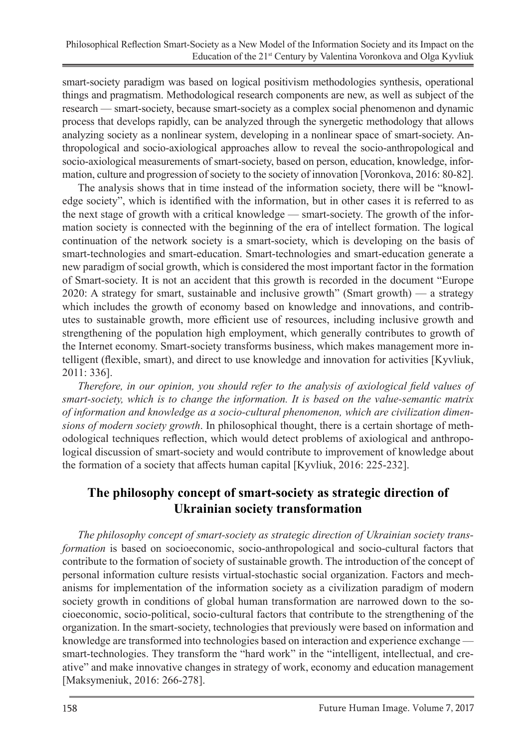smart-society paradigm was based on logical positivism methodologies synthesis, operational things and pragmatism. Methodological research components are new, as well as subject of the research — smart-society, because smart-society as a complex social phenomenon and dynamic process that develops rapidly, can be analyzed through the synergetic methodology that allows analyzing society as a nonlinear system, developing in a nonlinear space of smart-society. Anthropological and socio-axiological approaches allow to reveal the socio-anthropological and socio-axiological measurements of smart-society, based on person, education, knowledge, information, culture and progression of society to the society of innovation [Voronkova, 2016: 80-82].

The analysis shows that in time instead of the information society, there will be "knowledge society", which is identified with the information, but in other cases it is referred to as the next stage of growth with a critical knowledge — smart-society. The growth of the information society is connected with the beginning of the era of intellect formation. The logical continuation of the network society is a smart-society, which is developing on the basis of smart-technologies and smart-education. Smart-technologies and smart-education generate a new paradigm of social growth, which is considered the most important factor in the formation of Smart-society. It is not an accident that this growth is recorded in the document "Europe 2020: A strategy for smart, sustainable and inclusive growth" (Smart growth) — a strategy which includes the growth of economy based on knowledge and innovations, and contributes to sustainable growth, more efficient use of resources, including inclusive growth and strengthening of the population high employment, which generally contributes to growth of the Internet economy. Smart-society transforms business, which makes management more intelligent (flexible, smart), and direct to use knowledge and innovation for activities [Kyvliuk, 2011: 336].

*Therefore, in our opinion, you should refer to the analysis of axiological field values of smart-society, which is to change the information. It is based on the value-semantic matrix of information and knowledge as a socio-cultural phenomenon, which are civilization dimensions of modern society growth*. In philosophical thought, there is a certain shortage of methodological techniques reflection, which would detect problems of axiological and anthropological discussion of smart-society and would contribute to improvement of knowledge about the formation of a society that affects human capital [Kyvliuk, 2016: 225-232].

## The philosophy concept of smart-society as strategic direction of Ukrainian society transformation

*The philosophy concept of smart-society as strategic direction of Ukrainian society transformation* is based on socioeconomic, socio-anthropological and socio-cultural factors that contribute to the formation of society of sustainable growth. The introduction of the concept of personal information culture resists virtual-stochastic social organization. Factors and mechanisms for implementation of the information society as a civilization paradigm of modern society growth in conditions of global human transformation are narrowed down to the socioeconomic, socio-political, socio-cultural factors that contribute to the strengthening of the organization. In the smart-society, technologies that previously were based on information and knowledge are transformed into technologies based on interaction and experience exchange — smart-technologies. They transform the "hard work" in the "intelligent, intellectual, and creative" and make innovative changes in strategy of work, economy and education management [Maksymeniuk, 2016: 266-278].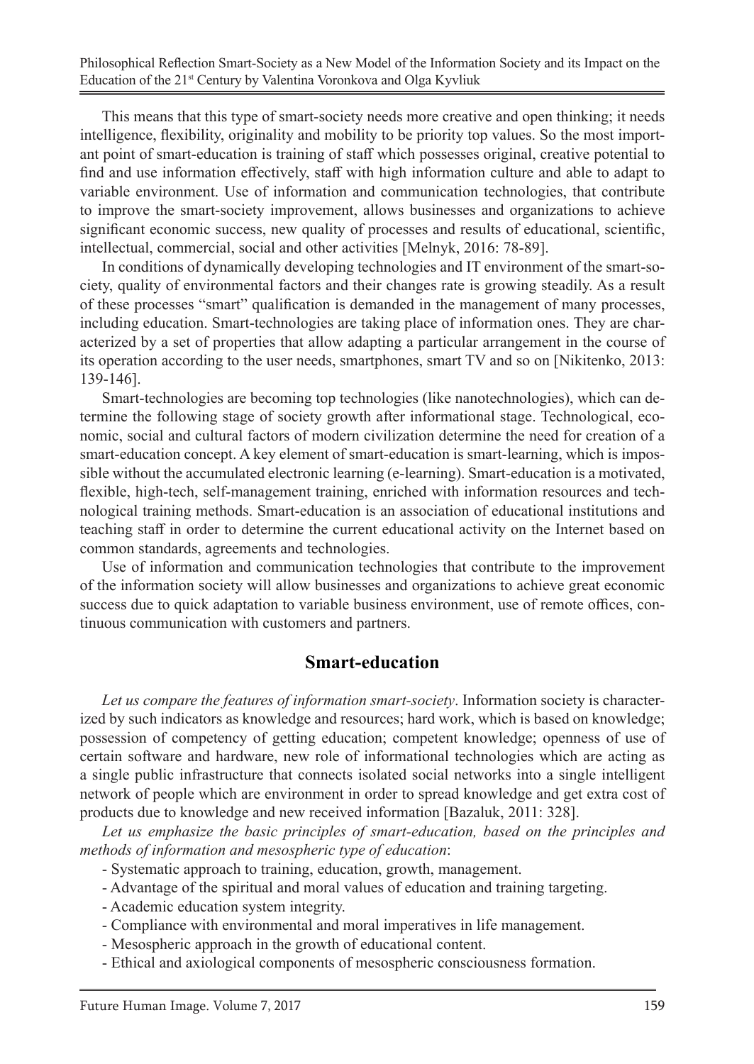This means that this type of smart-society needs more creative and open thinking; it needs intelligence, flexibility, originality and mobility to be priority top values. So the most important point of smart-education is training of staff which possesses original, creative potential to find and use information effectively, staff with high information culture and able to adapt to variable environment. Use of information and communication technologies, that contribute to improve the smart-society improvement, allows businesses and organizations to achieve significant economic success, new quality of processes and results of educational, scientific, intellectual, commercial, social and other activities [Melnyk, 2016: 78-89].

In conditions of dynamically developing technologies and IT environment of the smart-society, quality of environmental factors and their changes rate is growing steadily. As a result of these processes "smart" qualification is demanded in the management of many processes, including education. Smart-technologies are taking place of information ones. They are characterized by a set of properties that allow adapting a particular arrangement in the course of its operation according to the user needs, smartphones, smart TV and so on [Nikitenko, 2013: 139-146].

Smart-technologies are becoming top technologies (like nanotechnologies), which can determine the following stage of society growth after informational stage. Technological, economic, social and cultural factors of modern civilization determine the need for creation of a smart-education concept. A key element of smart-education is smart-learning, which is impossible without the accumulated electronic learning (e-learning). Smart-education is a motivated, flexible, high-tech, self-management training, enriched with information resources and technological training methods. Smart-education is an association of educational institutions and teaching staff in order to determine the current educational activity on the Internet based on common standards, agreements and technologies.

Use of information and communication technologies that contribute to the improvement of the information society will allow businesses and organizations to achieve great economic success due to quick adaptation to variable business environment, use of remote offices, continuous communication with customers and partners.

## Smart-education

*Let us compare the features of information smart-society*. Information society is characterized by such indicators as knowledge and resources; hard work, which is based on knowledge; possession of competency of getting education; competent knowledge; openness of use of certain software and hardware, new role of informational technologies which are acting as a single public infrastructure that connects isolated social networks into a single intelligent network of people which are environment in order to spread knowledge and get extra cost of products due to knowledge and new received information [Bazaluk, 2011: 328].

*Let us emphasize the basic principles of smart-education, based on the principles and methods of information and mesospheric type of education*:

- Systematic approach to training, education, growth, management.
- Advantage of the spiritual and moral values of education and training targeting.
- Academic education system integrity.
- Compliance with environmental and moral imperatives in life management.
- Mesospheric approach in the growth of educational content.
- Ethical and axiological components of mesospheric consciousness formation.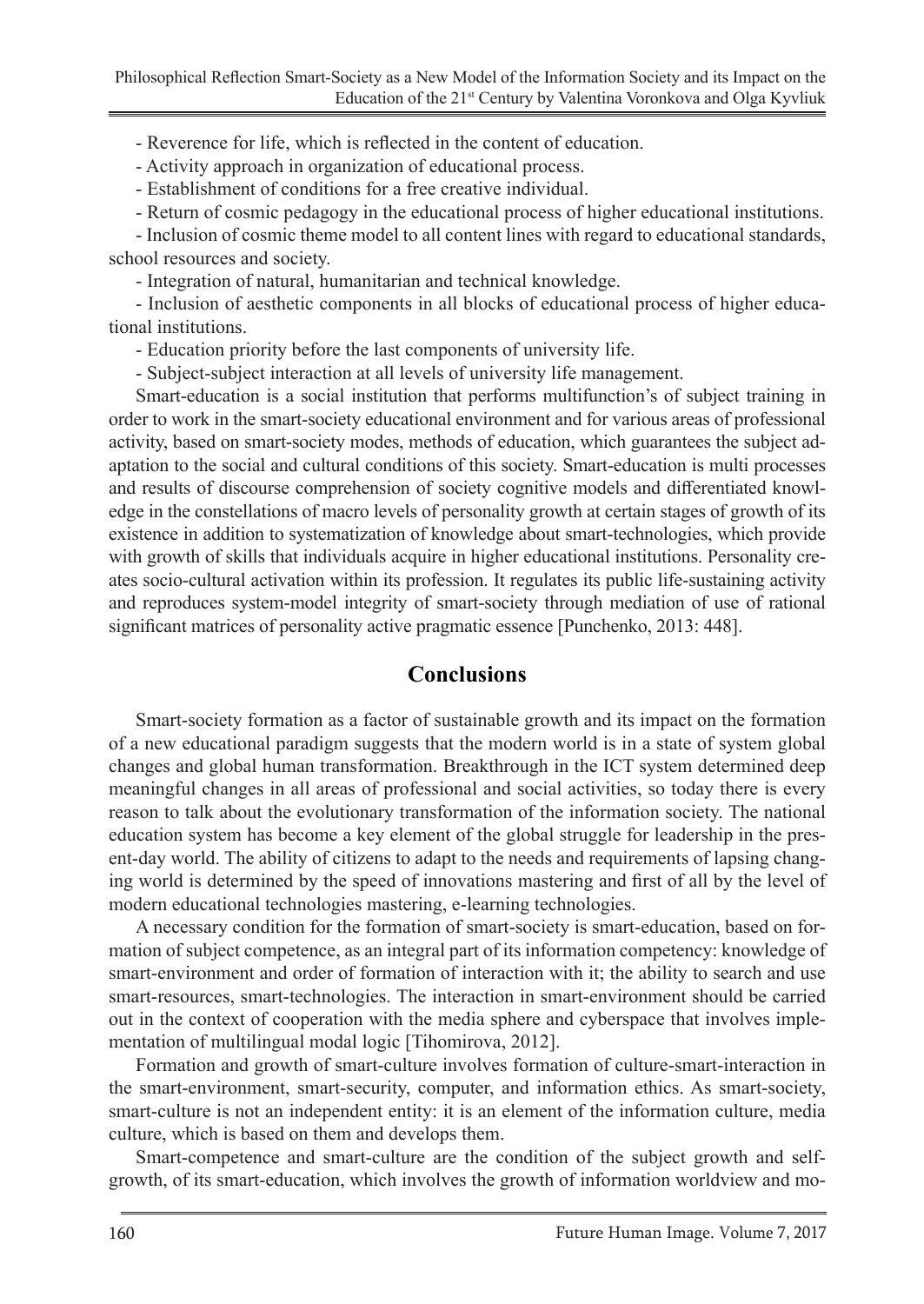- Reverence for life, which is reflected in the content of education.

- Activity approach in organization of educational process.

- Establishment of conditions for a free creative individual.

- Return of cosmic pedagogy in the educational process of higher educational institutions.

- Inclusion of cosmic theme model to all content lines with regard to educational standards, school resources and society.

- Integration of natural, humanitarian and technical knowledge.

- Inclusion of aesthetic components in all blocks of educational process of higher educational institutions.

- Education priority before the last components of university life.

- Subject-subject interaction at all levels of university life management.

Smart-education is a social institution that performs multifunction's of subject training in order to work in the smart-society educational environment and for various areas of professional activity, based on smart-society modes, methods of education, which guarantees the subject adaptation to the social and cultural conditions of this society. Smart-education is multi processes and results of discourse comprehension of society cognitive models and differentiated knowledge in the constellations of macro levels of personality growth at certain stages of growth of its existence in addition to systematization of knowledge about smart-technologies, which provide with growth of skills that individuals acquire in higher educational institutions. Personality creates socio-cultural activation within its profession. It regulates its public life-sustaining activity and reproduces system-model integrity of smart-society through mediation of use of rational significant matrices of personality active pragmatic essence [Punchenko, 2013: 448].

## Conclusions

Smart-society formation as a factor of sustainable growth and its impact on the formation of a new educational paradigm suggests that the modern world is in a state of system global changes and global human transformation. Breakthrough in the ICT system determined deep meaningful changes in all areas of professional and social activities, so today there is every reason to talk about the evolutionary transformation of the information society. The national education system has become a key element of the global struggle for leadership in the present-day world. The ability of citizens to adapt to the needs and requirements of lapsing changing world is determined by the speed of innovations mastering and first of all by the level of modern educational technologies mastering, e-learning technologies.

A necessary condition for the formation of smart-society is smart-education, based on formation of subject competence, as an integral part of its information competency: knowledge of smart-environment and order of formation of interaction with it; the ability to search and use smart-resources, smart-technologies. The interaction in smart-environment should be carried out in the context of cooperation with the media sphere and cyberspace that involves implementation of multilingual modal logic [Tihomirova, 2012].

Formation and growth of smart-culture involves formation of culture-smart-interaction in the smart-environment, smart-security, computer, and information ethics. As smart-society, smart-culture is not an independent entity: it is an element of the information culture, media culture, which is based on them and develops them.

Smart-competence and smart-culture are the condition of the subject growth and self-growth, of its smart-education, which involves the growth of information worldview and mo-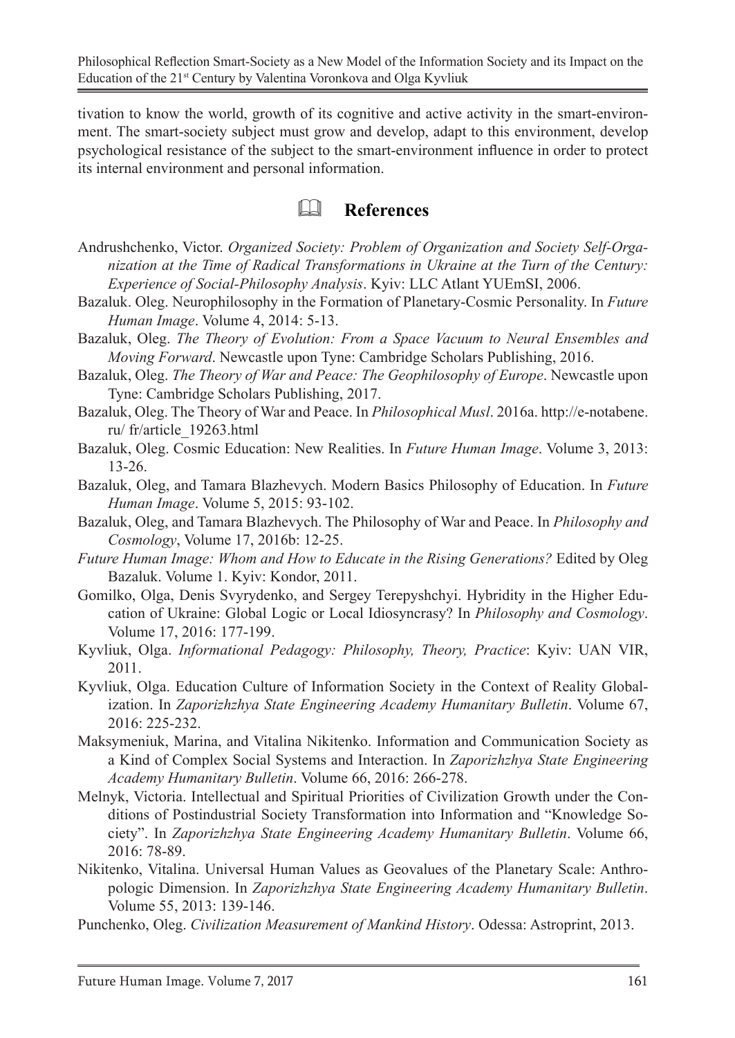tivation to know the world, growth of its cognitive and active activity in the smart-environment. The smart-society subject must grow and develop, adapt to this environment, develop psychological resistance of the subject to the smart-environment influence in order to protect its internal environment and personal information.

## References

Andrushchenko, Victor. *Organized Society: Problem of Organization and Society Self-Organization at the Time of Radical Transformations in Ukraine at the Turn of the Century: Experience of Social-Philosophy Analysis*. Kyiv: LLC Atlant YUEmSI, 2006.

Bazaluk. Oleg. Neurophilosophy in the Formation of Planetary-Cosmic Personality. In *Future Human Image*. Volume 4, 2014: 5-13.

Bazaluk, Oleg. *The Theory of Evolution: From a Space Vacuum to Neural Ensembles and Moving Forward*. Newcastle upon Tyne: Cambridge Scholars Publishing, 2016.

Bazaluk, Oleg. *The Theory of War and Peace: The Geophilosophy of Europe*. Newcastle upon Tyne: Cambridge Scholars Publishing, 2017.

Bazaluk, Oleg. The Theory of War and Peace. In *Philosophical Musl*. 2016a. http://e-notabene.ru/ fr/article_19263.html

Bazaluk, Oleg. Cosmic Education: New Realities. In *Future Human Image*. Volume 3, 2013: 13-26.

Bazaluk, Oleg, and Tamara Blazhevych. Modern Basics Philosophy of Education. In *Future Human Image*. Volume 5, 2015: 93-102.

Bazaluk, Oleg, and Tamara Blazhevych. The Philosophy of War and Peace. In *Philosophy and Cosmology*, Volume 17, 2016b: 12-25.

*Future Human Image: Whom and How to Educate in the Rising Generations?* Edited by Oleg Bazaluk. Volume 1. Kyiv: Kondor, 2011.

Gomilko, Olga, Denis Svyrydenko, and Sergey Terepyshchyi. Hybridity in the Higher Education of Ukraine: Global Logic or Local Idiosyncrasy? In *Philosophy and Cosmology*. Volume 17, 2016: 177-199.

Kyvliuk, Olga. *Informational Pedagogy: Philosophy, Theory, Practice*: Kyiv: UAN VIR, 2011.

Kyvliuk, Olga. Education Culture of Information Society in the Context of Reality Globalization. In *Zaporizhzhya State Engineering Academy Humanitary Bulletin*. Volume 67, 2016: 225-232.

Maksymeniuk, Marina, and Vitalina Nikitenko. Information and Communication Society as a Kind of Complex Social Systems and Interaction. In *Zaporizhzhya State Engineering Academy Humanitary Bulletin*. Volume 66, 2016: 266-278.

Melnyk, Victoria. Intellectual and Spiritual Priorities of Civilization Growth under the Conditions of Postindustrial Society Transformation into Information and "Knowledge Society". In *Zaporizhzhya State Engineering Academy Humanitary Bulletin*. Volume 66, 2016: 78-89.

Nikitenko, Vitalina. Universal Human Values as Geovalues of the Planetary Scale: Anthropologic Dimension. In *Zaporizhzhya State Engineering Academy Humanitary Bulletin*. Volume 55, 2013: 139-146.

Punchenko, Oleg. *Civilization Measurement of Mankind History*. Odessa: Astroprint, 2013.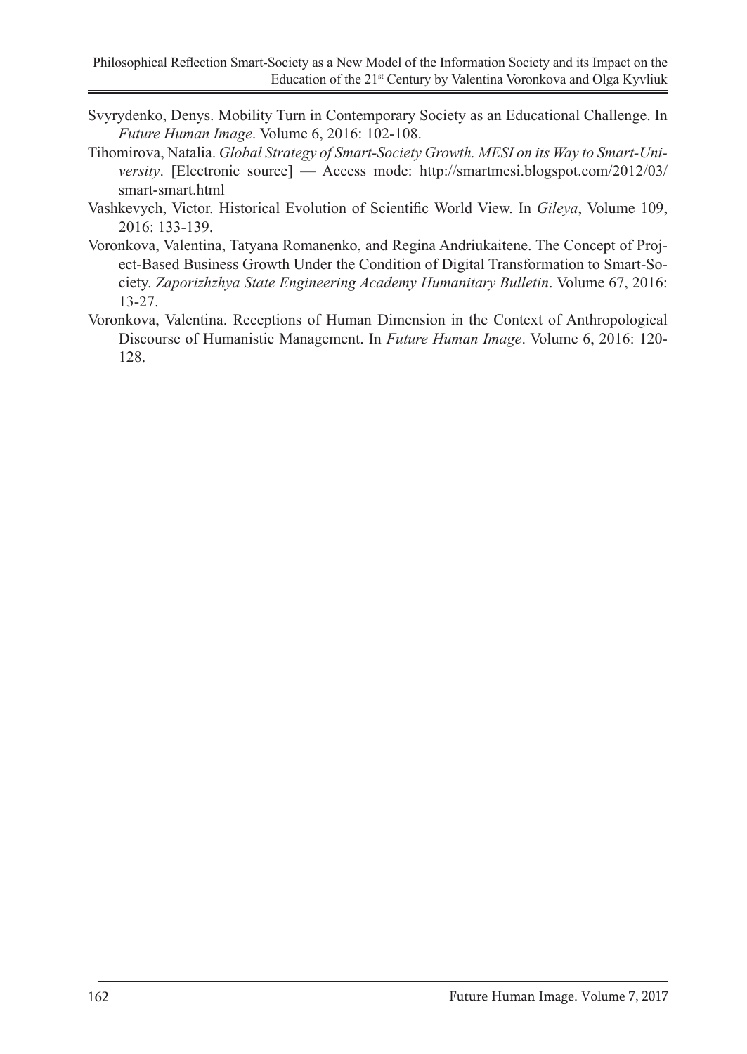Svyrydenko, Denys. Mobility Turn in Contemporary Society as an Educational Challenge. In *Future Human Image*. Volume 6, 2016: 102-108.

Tihomirova, Natalia. *Global Strategy of Smart-Society Growth. MESI on its Way to Smart-University*. [Electronic source] — Access mode: http://smartmesi.blogspot.com/2012/03/smart-smart.html

Vashkevych, Victor. Historical Evolution of Scientific World View. In *Gileya*, Volume 109, 2016: 133-139.

Voronkova, Valentina, Tatyana Romanenko, and Regina Andriukaitene. The Concept of Project-Based Business Growth Under the Condition of Digital Transformation to Smart-Society. *Zaporizhzhya State Engineering Academy Humanitary Bulletin*. Volume 67, 2016: 13-27.

Voronkova, Valentina. Receptions of Human Dimension in the Context of Anthropological Discourse of Humanistic Management. In *Future Human Image*. Volume 6, 2016: 120-128.